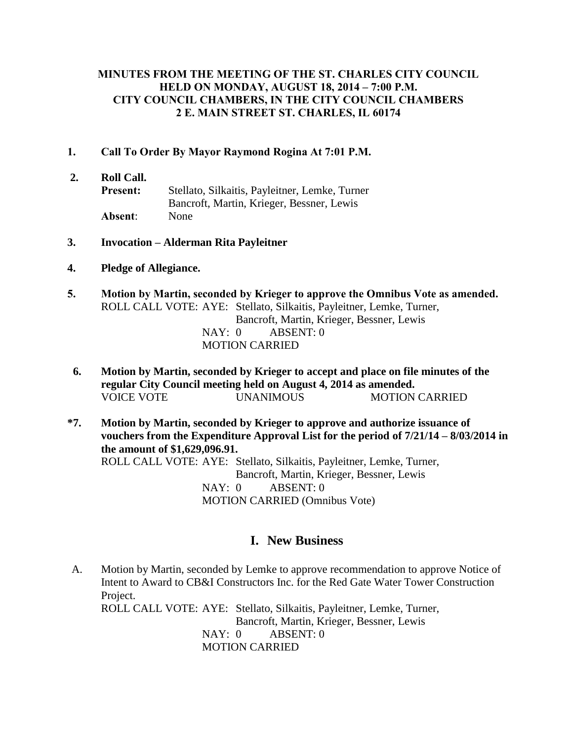**MINUTES FROM THE MEETING OF THE ST. CHARLES CITY COUNCIL HELD ON MONDAY, AUGUST 18, 2014 – 7:00 P.M. CITY COUNCIL CHAMBERS, IN THE CITY COUNCIL CHAMBERS 2 E. MAIN STREET ST. CHARLES, IL 60174**

**1. Call To Order By Mayor Raymond Rogina At 7:01 P.M.**

**2. Roll Call.**

**Present:** Stellato, Silkaitis, Payleitner, Lemke, Turner Bancroft, Martin, Krieger, Bessner, Lewis

**Absent**: None

**3. Invocation – Alderman Rita Payleitner**

**4. Pledge of Allegiance.**

**5. Motion by Martin, seconded by Krieger to approve the Omnibus Vote as amended.**

ROLL CALL VOTE: AYE: Stellato, Silkaitis, Payleitner, Lemke, Turner, Bancroft, Martin, Krieger, Bessner, Lewis

NAY: 0 ABSENT: 0

MOTION CARRIED

**6. Motion by Martin, seconded by Krieger to accept and place on file minutes of the regular City Council meeting held on August 4, 2014 as amended.**

VOICE VOTE UNANIMOUS MOTION CARRIED

***7. Motion by Martin, seconded by Krieger to approve and authorize issuance of vouchers from the Expenditure Approval List for the period of 7/21/14 – 8/03/2014 in the amount of $1,629,096.91.**

ROLL CALL VOTE: AYE: Stellato, Silkaitis, Payleitner, Lemke, Turner, Bancroft, Martin, Krieger, Bessner, Lewis

NAY: 0 ABSENT: 0

MOTION CARRIED (Omnibus Vote)

## I. New Business

A. Motion by Martin, seconded by Lemke to approve recommendation to approve Notice of Intent to Award to CB&I Constructors Inc. for the Red Gate Water Tower Construction Project.

ROLL CALL VOTE: AYE: Stellato, Silkaitis, Payleitner, Lemke, Turner, Bancroft, Martin, Krieger, Bessner, Lewis

NAY: 0 ABSENT: 0

MOTION CARRIED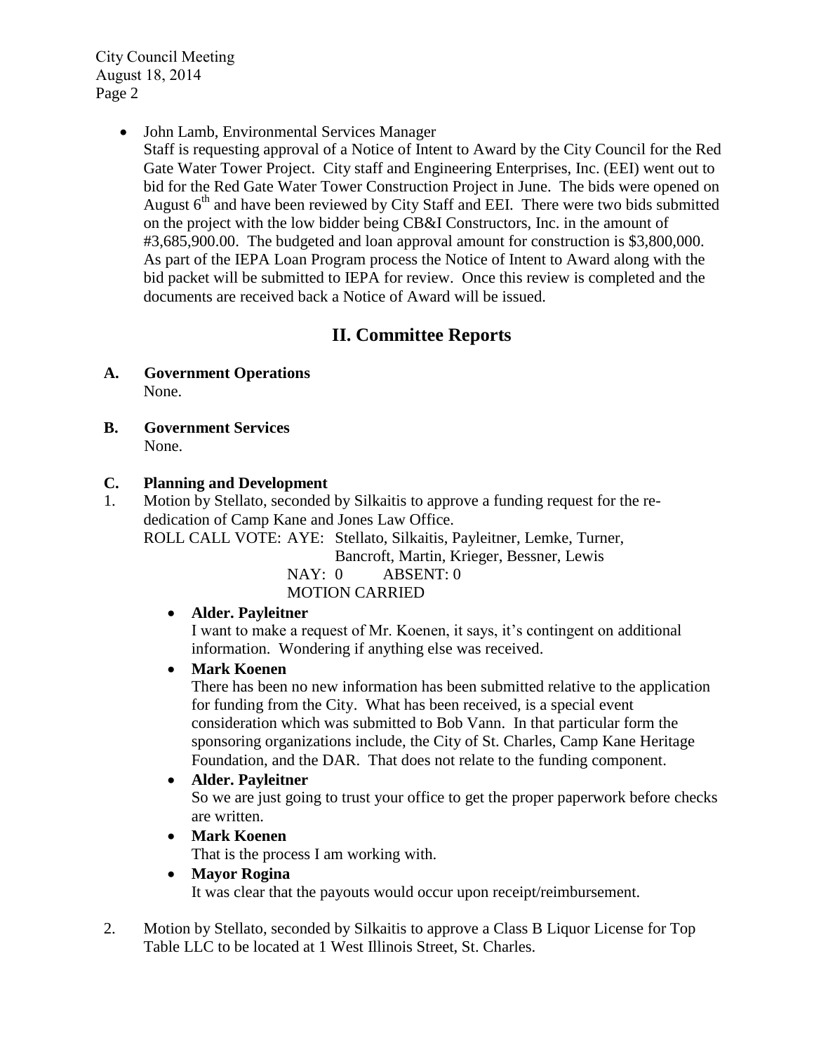- John Lamb, Environmental Services Manager
  Staff is requesting approval of a Notice of Intent to Award by the City Council for the Red Gate Water Tower Project. City staff and Engineering Enterprises, Inc. (EEI) went out to bid for the Red Gate Water Tower Construction Project in June. The bids were opened on August 6th and have been reviewed by City Staff and EEI. There were two bids submitted on the project with the low bidder being CB&I Constructors, Inc. in the amount of #3,685,900.00. The budgeted and loan approval amount for construction is $3,800,000. As part of the IEPA Loan Program process the Notice of Intent to Award along with the bid packet will be submitted to IEPA for review. Once this review is completed and the documents are received back a Notice of Award will be issued.

## II. Committee Reports

**A. Government Operations**
None.

**B. Government Services**
None.

**C. Planning and Development**

1. Motion by Stellato, seconded by Silkaitis to approve a funding request for the re-dedication of Camp Kane and Jones Law Office.
   ROLL CALL VOTE: AYE: Stellato, Silkaitis, Payleitner, Lemke, Turner, Bancroft, Martin, Krieger, Bessner, Lewis
   NAY: 0 ABSENT: 0
   MOTION CARRIED

   - **Alder. Payleitner**
     I want to make a request of Mr. Koenen, it says, it's contingent on additional information. Wondering if anything else was received.
   - **Mark Koenen**
     There has been no new information has been submitted relative to the application for funding from the City. What has been received, is a special event consideration which was submitted to Bob Vann. In that particular form the sponsoring organizations include, the City of St. Charles, Camp Kane Heritage Foundation, and the DAR. That does not relate to the funding component.
   - **Alder. Payleitner**
     So we are just going to trust your office to get the proper paperwork before checks are written.
   - **Mark Koenen**
     That is the process I am working with.
   - **Mayor Rogina**
     It was clear that the payouts would occur upon receipt/reimbursement.

2. Motion by Stellato, seconded by Silkaitis to approve a Class B Liquor License for Top Table LLC to be located at 1 West Illinois Street, St. Charles.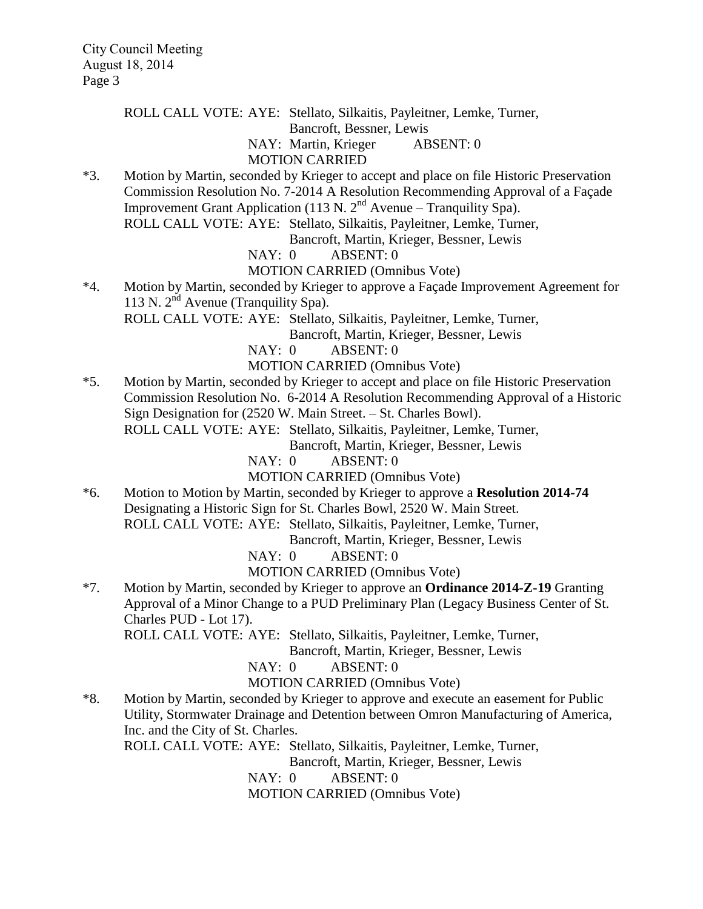ROLL CALL VOTE: AYE: Stellato, Silkaitis, Payleitner, Lemke, Turner, Bancroft, Bessner, Lewis
NAY: Martin, Krieger ABSENT: 0
MOTION CARRIED

*3. Motion by Martin, seconded by Krieger to accept and place on file Historic Preservation Commission Resolution No. 7-2014 A Resolution Recommending Approval of a Façade Improvement Grant Application (113 N. 2nd Avenue – Tranquility Spa).
ROLL CALL VOTE: AYE: Stellato, Silkaitis, Payleitner, Lemke, Turner, Bancroft, Martin, Krieger, Bessner, Lewis
NAY: 0 ABSENT: 0
MOTION CARRIED (Omnibus Vote)

*4. Motion by Martin, seconded by Krieger to approve a Façade Improvement Agreement for 113 N. 2nd Avenue (Tranquility Spa).
ROLL CALL VOTE: AYE: Stellato, Silkaitis, Payleitner, Lemke, Turner, Bancroft, Martin, Krieger, Bessner, Lewis
NAY: 0 ABSENT: 0
MOTION CARRIED (Omnibus Vote)

*5. Motion by Martin, seconded by Krieger to accept and place on file Historic Preservation Commission Resolution No. 6-2014 A Resolution Recommending Approval of a Historic Sign Designation for (2520 W. Main Street. – St. Charles Bowl).
ROLL CALL VOTE: AYE: Stellato, Silkaitis, Payleitner, Lemke, Turner, Bancroft, Martin, Krieger, Bessner, Lewis
NAY: 0 ABSENT: 0
MOTION CARRIED (Omnibus Vote)

*6. Motion to Motion by Martin, seconded by Krieger to approve a **Resolution 2014-74** Designating a Historic Sign for St. Charles Bowl, 2520 W. Main Street.
ROLL CALL VOTE: AYE: Stellato, Silkaitis, Payleitner, Lemke, Turner, Bancroft, Martin, Krieger, Bessner, Lewis
NAY: 0 ABSENT: 0
MOTION CARRIED (Omnibus Vote)

*7. Motion by Martin, seconded by Krieger to approve an **Ordinance 2014-Z-19** Granting Approval of a Minor Change to a PUD Preliminary Plan (Legacy Business Center of St. Charles PUD - Lot 17).
ROLL CALL VOTE: AYE: Stellato, Silkaitis, Payleitner, Lemke, Turner, Bancroft, Martin, Krieger, Bessner, Lewis
NAY: 0 ABSENT: 0
MOTION CARRIED (Omnibus Vote)

*8. Motion by Martin, seconded by Krieger to approve and execute an easement for Public Utility, Stormwater Drainage and Detention between Omron Manufacturing of America, Inc. and the City of St. Charles.
ROLL CALL VOTE: AYE: Stellato, Silkaitis, Payleitner, Lemke, Turner, Bancroft, Martin, Krieger, Bessner, Lewis
NAY: 0 ABSENT: 0
MOTION CARRIED (Omnibus Vote)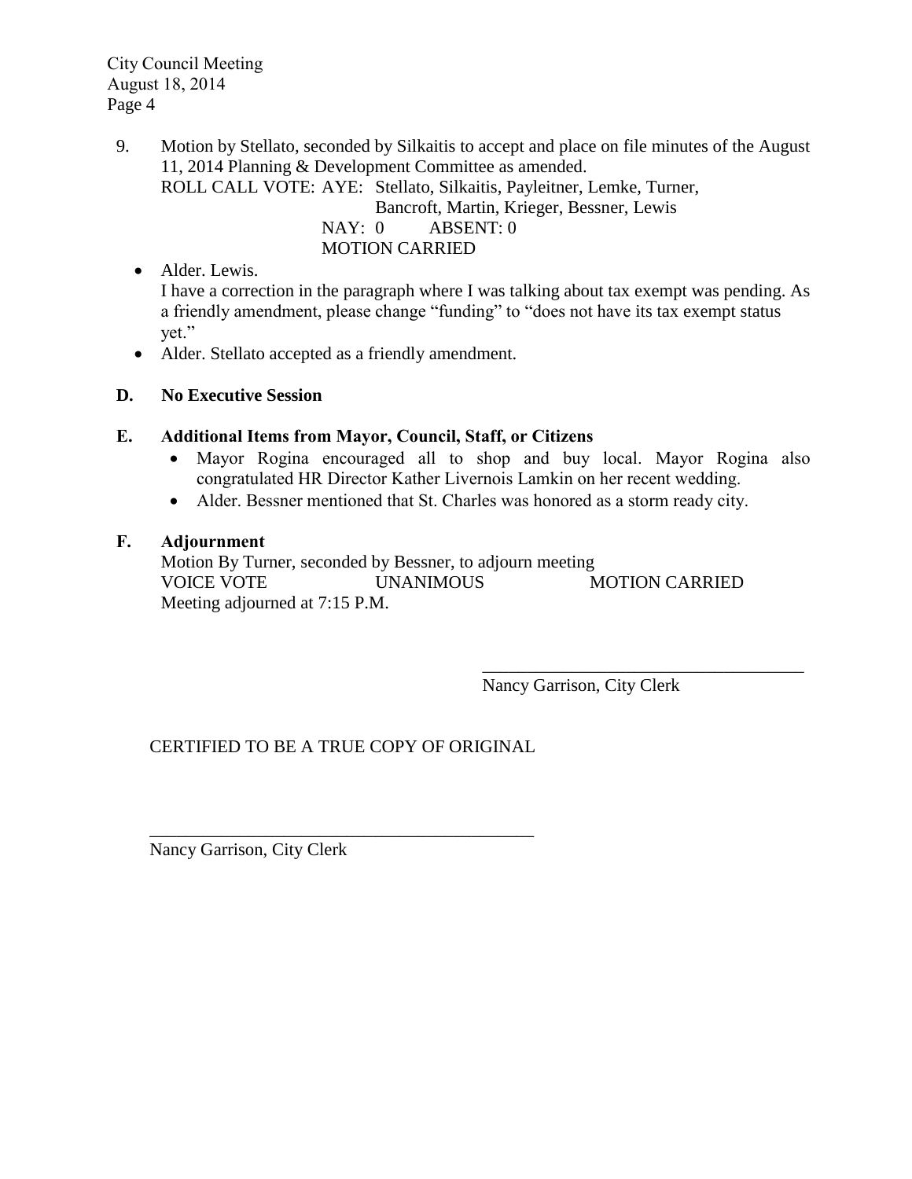9. Motion by Stellato, seconded by Silkaitis to accept and place on file minutes of the August 11, 2014 Planning & Development Committee as amended.
   ROLL CALL VOTE: AYE: Stellato, Silkaitis, Payleitner, Lemke, Turner, Bancroft, Martin, Krieger, Bessner, Lewis
   NAY: 0 ABSENT: 0
   MOTION CARRIED

   - Alder. Lewis.
     I have a correction in the paragraph where I was talking about tax exempt was pending. As a friendly amendment, please change "funding" to "does not have its tax exempt status yet."
   - Alder. Stellato accepted as a friendly amendment.

**D. No Executive Session**

**E. Additional Items from Mayor, Council, Staff, or Citizens**

- Mayor Rogina encouraged all to shop and buy local. Mayor Rogina also congratulated HR Director Kather Livernois Lamkin on her recent wedding.
- Alder. Bessner mentioned that St. Charles was honored as a storm ready city.

**F. Adjournment**

Motion By Turner, seconded by Bessner, to adjourn meeting
VOICE VOTE UNANIMOUS MOTION CARRIED
Meeting adjourned at 7:15 P.M.

\_\_\_\_\_\_\_\_\_\_\_\_\_\_\_\_\_\_\_\_\_\_\_\_\_\_\_\_\_\_\_\_\_\_\_\_\_
Nancy Garrison, City Clerk

CERTIFIED TO BE A TRUE COPY OF ORIGINAL

\_\_\_\_\_\_\_\_\_\_\_\_\_\_\_\_\_\_\_\_\_\_\_\_\_\_\_\_\_\_\_\_\_\_\_\_\_\_\_\_\_\_\_
Nancy Garrison, City Clerk